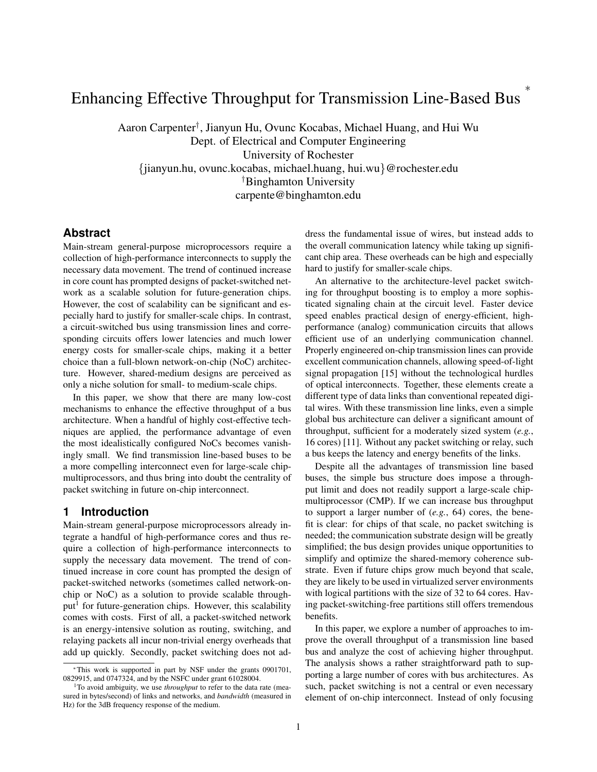# Enhancing Effective Throughput for Transmission Line-Based Bus [*]

Aaron Carpenter[†], Jianyun Hu, Ovunc Kocabas, Michael Huang, and Hui Wu
Dept. of Electrical and Computer Engineering
University of Rochester
{jianyun.hu, ovunc.kocabas, michael.huang, hui.wu}@rochester.edu
[†]Binghamton University
carpente@binghamton.edu

## Abstract

Main-stream general-purpose microprocessors require a collection of high-performance interconnects to supply the necessary data movement. The trend of continued increase in core count has prompted designs of packet-switched network as a scalable solution for future-generation chips. However, the cost of scalability can be significant and especially hard to justify for smaller-scale chips. In contrast, a circuit-switched bus using transmission lines and corresponding circuits offers lower latencies and much lower energy costs for smaller-scale chips, making it a better choice than a full-blown network-on-chip (NoC) architecture. However, shared-medium designs are perceived as only a niche solution for small- to medium-scale chips.

In this paper, we show that there are many low-cost mechanisms to enhance the effective throughput of a bus architecture. When a handful of highly cost-effective techniques are applied, the performance advantage of even the most idealistically configured NoCs becomes vanishingly small. We find transmission line-based buses to be a more compelling interconnect even for large-scale chip-multiprocessors, and thus bring into doubt the centrality of packet switching in future on-chip interconnect.

## 1 Introduction

Main-stream general-purpose microprocessors already integrate a handful of high-performance cores and thus require a collection of high-performance interconnects to supply the necessary data movement. The trend of continued increase in core count has prompted the design of packet-switched networks (sometimes called network-on-chip or NoC) as a solution to provide scalable throughput[1] for future-generation chips. However, this scalability comes with costs. First of all, a packet-switched network is an energy-intensive solution as routing, switching, and relaying packets all incur non-trivial energy overheads that add up quickly. Secondly, packet switching does not address the fundamental issue of wires, but instead adds to the overall communication latency while taking up significant chip area. These overheads can be high and especially hard to justify for smaller-scale chips.

An alternative to the architecture-level packet switching for throughput boosting is to employ a more sophisticated signaling chain at the circuit level. Faster device speed enables practical design of energy-efficient, high-performance (analog) communication circuits that allows efficient use of an underlying communication channel. Properly engineered on-chip transmission lines can provide excellent communication channels, allowing speed-of-light signal propagation [15] without the technological hurdles of optical interconnects. Together, these elements create a different type of data links than conventional repeated digital wires. With these transmission line links, even a simple global bus architecture can deliver a significant amount of throughput, sufficient for a moderately sized system (*e.g.*, 16 cores) [11]. Without any packet switching or relay, such a bus keeps the latency and energy benefits of the links.

Despite all the advantages of transmission line based buses, the simple bus structure does impose a throughput limit and does not readily support a large-scale chip-multiprocessor (CMP). If we can increase bus throughput to support a larger number of (*e.g.*, 64) cores, the benefit is clear: for chips of that scale, no packet switching is needed; the communication substrate design will be greatly simplified; the bus design provides unique opportunities to simplify and optimize the shared-memory coherence substrate. Even if future chips grow much beyond that scale, they are likely to be used in virtualized server environments with logical partitions with the size of 32 to 64 cores. Having packet-switching-free partitions still offers tremendous benefits.

In this paper, we explore a number of approaches to improve the overall throughput of a transmission line based bus and analyze the cost of achieving higher throughput. The analysis shows a rather straightforward path to supporting a large number of cores with bus architectures. As such, packet switching is not a central or even necessary element of on-chip interconnect. Instead of only focusing

---

[*]This work is supported in part by NSF under the grants 0901701, 0829915, and 0747324, and by the NSFC under grant 61028004.

[1]To avoid ambiguity, we use *throughput* to refer to the data rate (measured in bytes/second) of links and networks, and *bandwidth* (measured in Hz) for the 3dB frequency response of the medium.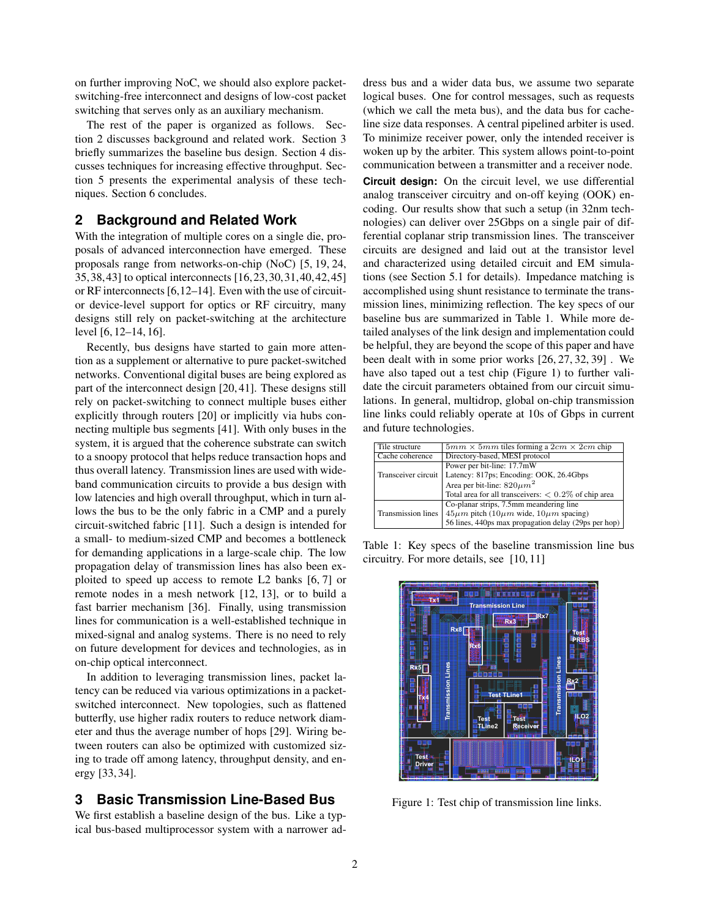on further improving NoC, we should also explore packet-switching-free interconnect and designs of low-cost packet switching that serves only as an auxiliary mechanism.

The rest of the paper is organized as follows. Section 2 discusses background and related work. Section 3 briefly summarizes the baseline bus design. Section 4 discusses techniques for increasing effective throughput. Section 5 presents the experimental analysis of these techniques. Section 6 concludes.

## 2 Background and Related Work

With the integration of multiple cores on a single die, proposals of advanced interconnection have emerged. These proposals range from networks-on-chip (NoC) [5, 19, 24, 35, 38, 43] to optical interconnects [16, 23, 30, 31, 40, 42, 45] or RF interconnects [6, 12–14]. Even with the use of circuit- or device-level support for optics or RF circuitry, many designs still rely on packet-switching at the architecture level [6, 12–14, 16].

Recently, bus designs have started to gain more attention as a supplement or alternative to pure packet-switched networks. Conventional digital buses are being explored as part of the interconnect design [20, 41]. These designs still rely on packet-switching to connect multiple buses either explicitly through routers [20] or implicitly via hubs connecting multiple bus segments [41]. With only buses in the system, it is argued that the coherence substrate can switch to a snoopy protocol that helps reduce transaction hops and thus overall latency. Transmission lines are used with wide-band communication circuits to provide a bus design with low latencies and high overall throughput, which in turn allows the bus to be the only fabric in a CMP and a purely circuit-switched fabric [11]. Such a design is intended for a small- to medium-sized CMP and becomes a bottleneck for demanding applications in a large-scale chip. The low propagation delay of transmission lines has also been exploited to speed up access to remote L2 banks [6, 7] or remote nodes in a mesh network [12, 13], or to build a fast barrier mechanism [36]. Finally, using transmission lines for communication is a well-established technique in mixed-signal and analog systems. There is no need to rely on future development for devices and technologies, as in on-chip optical interconnect.

In addition to leveraging transmission lines, packet latency can be reduced via various optimizations in a packet-switched interconnect. New topologies, such as flattened butterfly, use higher radix routers to reduce network diameter and thus the average number of hops [29]. Wiring between routers can also be optimized with customized sizing to trade off among latency, throughput density, and energy [33, 34].

## 3 Basic Transmission Line-Based Bus

We first establish a baseline design of the bus. Like a typical bus-based multiprocessor system with a narrower address bus and a wider data bus, we assume two separate logical buses. One for control messages, such as requests (which we call the meta bus), and the data bus for cache-line size data responses. A central pipelined arbiter is used. To minimize receiver power, only the intended receiver is woken up by the arbiter. This system allows point-to-point communication between a transmitter and a receiver node.

**Circuit design:** On the circuit level, we use differential analog transceiver circuitry and on-off keying (OOK) encoding. Our results show that such a setup (in 32nm technologies) can deliver over 25Gbps on a single pair of differential coplanar strip transmission lines. The transceiver circuits are designed and laid out at the transistor level and characterized using detailed circuit and EM simulations (see Section 5.1 for details). Impedance matching is accomplished using shunt resistance to terminate the transmission lines, minimizing reflection. The key specs of our baseline bus are summarized in Table 1. While more detailed analyses of the link design and implementation could be helpful, they are beyond the scope of this paper and have been dealt with in some prior works [26, 27, 32, 39]. We have also taped out a test chip (Figure 1) to further validate the circuit parameters obtained from our circuit simulations. In general, multidrop, global on-chip transmission line links could reliably operate at 10s of Gbps in current and future technologies.

| | |
|---|---|
| Tile structure | $5mm \times 5mm$ tiles forming a $2cm \times 2cm$ chip |
| Cache coherence | Directory-based, MESI protocol |
| Transceiver circuit | Power per bit-line: 17.7mW<br>Latency: 817ps; Encoding: OOK, 26.4Gbps<br>Area per bit-line: $820\mu m^2$<br>Total area for all transceivers: $< 0.2\%$ of chip area |
| Transmission lines | Co-planar strips, 7.5mm meandering line<br>$45\mu m$ pitch ($10\mu m$ wide, $10\mu m$ spacing)<br>56 lines, 440ps max propagation delay (29ps per hop) |

Table 1: Key specs of the baseline transmission line bus circuitry. For more details, see [10, 11]

Figure 1: Test chip of transmission line links.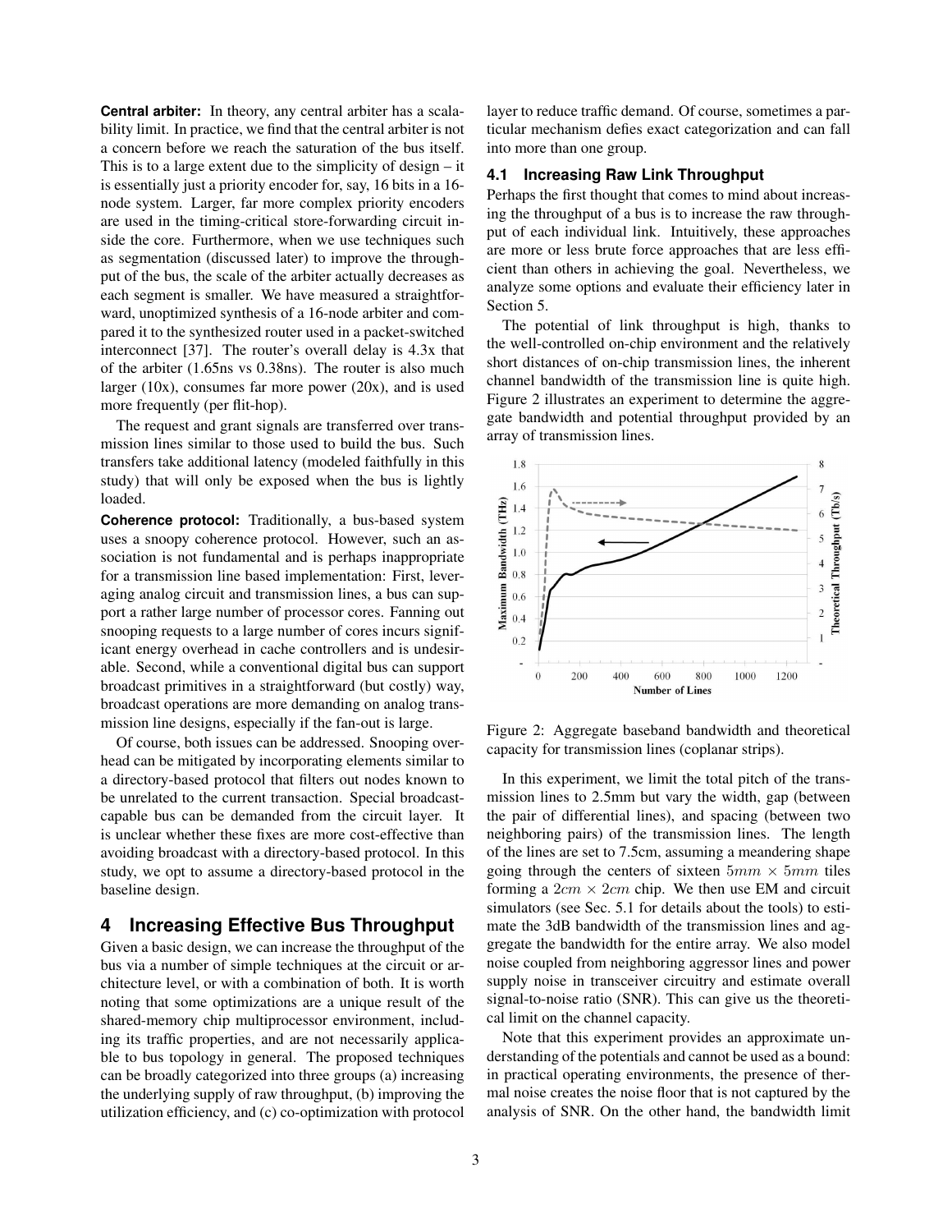**Central arbiter:** In theory, any central arbiter has a scalability limit. In practice, we find that the central arbiter is not a concern before we reach the saturation of the bus itself. This is to a large extent due to the simplicity of design – it is essentially just a priority encoder for, say, 16 bits in a 16-node system. Larger, far more complex priority encoders are used in the timing-critical store-forwarding circuit inside the core. Furthermore, when we use techniques such as segmentation (discussed later) to improve the throughput of the bus, the scale of the arbiter actually decreases as each segment is smaller. We have measured a straightforward, unoptimized synthesis of a 16-node arbiter and compared it to the synthesized router used in a packet-switched interconnect [37]. The router's overall delay is 4.3x that of the arbiter (1.65ns vs 0.38ns). The router is also much larger (10x), consumes far more power (20x), and is used more frequently (per flit-hop).

The request and grant signals are transferred over transmission lines similar to those used to build the bus. Such transfers take additional latency (modeled faithfully in this study) that will only be exposed when the bus is lightly loaded.

**Coherence protocol:** Traditionally, a bus-based system uses a snoopy coherence protocol. However, such an association is not fundamental and is perhaps inappropriate for a transmission line based implementation: First, leveraging analog circuit and transmission lines, a bus can support a rather large number of processor cores. Fanning out snooping requests to a large number of cores incurs significant energy overhead in cache controllers and is undesirable. Second, while a conventional digital bus can support broadcast primitives in a straightforward (but costly) way, broadcast operations are more demanding on analog transmission line designs, especially if the fan-out is large.

Of course, both issues can be addressed. Snooping overhead can be mitigated by incorporating elements similar to a directory-based protocol that filters out nodes known to be unrelated to the current transaction. Special broadcast-capable bus can be demanded from the circuit layer. It is unclear whether these fixes are more cost-effective than avoiding broadcast with a directory-based protocol. In this study, we opt to assume a directory-based protocol in the baseline design.

# 4 Increasing Effective Bus Throughput

Given a basic design, we can increase the throughput of the bus via a number of simple techniques at the circuit or architecture level, or with a combination of both. It is worth noting that some optimizations are a unique result of the shared-memory chip multiprocessor environment, including its traffic properties, and are not necessarily applicable to bus topology in general. The proposed techniques can be broadly categorized into three groups (a) increasing the underlying supply of raw throughput, (b) improving the utilization efficiency, and (c) co-optimization with protocol layer to reduce traffic demand. Of course, sometimes a particular mechanism defies exact categorization and can fall into more than one group.

## 4.1 Increasing Raw Link Throughput

Perhaps the first thought that comes to mind about increasing the throughput of a bus is to increase the raw throughput of each individual link. Intuitively, these approaches are more or less brute force approaches that are less efficient than others in achieving the goal. Nevertheless, we analyze some options and evaluate their efficiency later in Section 5.

The potential of link throughput is high, thanks to the well-controlled on-chip environment and the relatively short distances of on-chip transmission lines, the inherent channel bandwidth of the transmission line is quite high. Figure 2 illustrates an experiment to determine the aggregate bandwidth and potential throughput provided by an array of transmission lines.

Figure 2: Aggregate baseband bandwidth and theoretical capacity for transmission lines (coplanar strips).

In this experiment, we limit the total pitch of the transmission lines to 2.5mm but vary the width, gap (between the pair of differential lines), and spacing (between two neighboring pairs) of the transmission lines. The length of the lines are set to 7.5cm, assuming a meandering shape going through the centers of sixteen $5mm \times 5mm$ tiles forming a $2cm \times 2cm$ chip. We then use EM and circuit simulators (see Sec. 5.1 for details about the tools) to estimate the 3dB bandwidth of the transmission lines and aggregate the bandwidth for the entire array. We also model noise coupled from neighboring aggressor lines and power supply noise in transceiver circuitry and estimate overall signal-to-noise ratio (SNR). This can give us the theoretical limit on the channel capacity.

Note that this experiment provides an approximate understanding of the potentials and cannot be used as a bound: in practical operating environments, the presence of thermal noise creates the noise floor that is not captured by the analysis of SNR. On the other hand, the bandwidth limit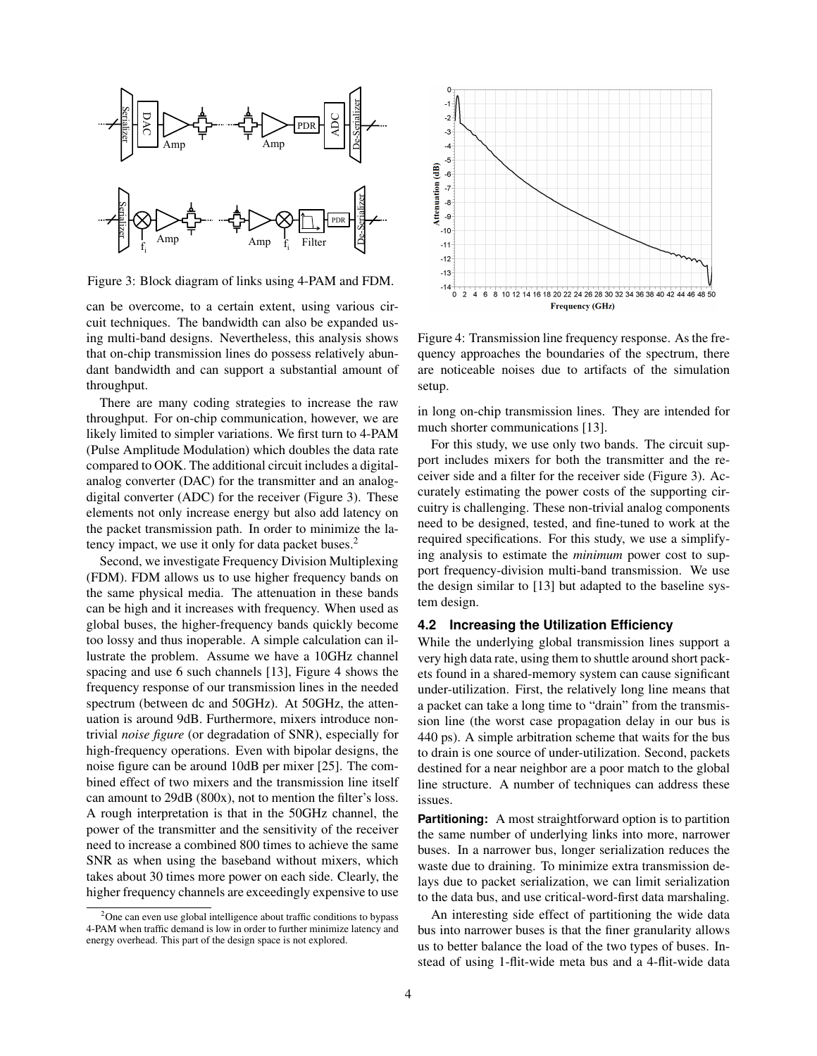Figure 3: Block diagram of links using 4-PAM and FDM.

can be overcome, to a certain extent, using various circuit techniques. The bandwidth can also be expanded using multi-band designs. Nevertheless, this analysis shows that on-chip transmission lines do possess relatively abundant bandwidth and can support a substantial amount of throughput.

There are many coding strategies to increase the raw throughput. For on-chip communication, however, we are likely limited to simpler variations. We first turn to 4-PAM (Pulse Amplitude Modulation) which doubles the data rate compared to OOK. The additional circuit includes a digital-analog converter (DAC) for the transmitter and an analog-digital converter (ADC) for the receiver (Figure 3). These elements not only increase energy but also add latency on the packet transmission path. In order to minimize the latency impact, we use it only for data packet buses.[2]

Second, we investigate Frequency Division Multiplexing (FDM). FDM allows us to use higher frequency bands on the same physical media. The attenuation in these bands can be high and it increases with frequency. When used as global buses, the higher-frequency bands quickly become too lossy and thus inoperable. A simple calculation can illustrate the problem. Assume we have a 10GHz channel spacing and use 6 such channels [13], Figure 4 shows the frequency response of our transmission lines in the needed spectrum (between dc and 50GHz). At 50GHz, the attenuation is around 9dB. Furthermore, mixers introduce non-trivial *noise figure* (or degradation of SNR), especially for high-frequency operations. Even with bipolar designs, the noise figure can be around 10dB per mixer [25]. The combined effect of two mixers and the transmission line itself can amount to 29dB (800x), not to mention the filter's loss. A rough interpretation is that in the 50GHz channel, the power of the transmitter and the sensitivity of the receiver need to increase a combined 800 times to achieve the same SNR as when using the baseband without mixers, which takes about 30 times more power on each side. Clearly, the higher frequency channels are exceedingly expensive to use in long on-chip transmission lines. They are intended for much shorter communications [13].

Figure 4: Transmission line frequency response. As the frequency approaches the boundaries of the spectrum, there are noticeable noises due to artifacts of the simulation setup.

For this study, we use only two bands. The circuit support includes mixers for both the transmitter and the receiver side and a filter for the receiver side (Figure 3). Accurately estimating the power costs of the supporting circuitry is challenging. These non-trivial analog components need to be designed, tested, and fine-tuned to work at the required specifications. For this study, we use a simplifying analysis to estimate the *minimum* power cost to support frequency-division multi-band transmission. We use the design similar to [13] but adapted to the baseline system design.

### 4.2 Increasing the Utilization Efficiency

While the underlying global transmission lines support a very high data rate, using them to shuttle around short packets found in a shared-memory system can cause significant under-utilization. First, the relatively long line means that a packet can take a long time to "drain" from the transmission line (the worst case propagation delay in our bus is 440 ps). A simple arbitration scheme that waits for the bus to drain is one source of under-utilization. Second, packets destined for a near neighbor are a poor match to the global line structure. A number of techniques can address these issues.

**Partitioning:** A most straightforward option is to partition the same number of underlying links into more, narrower buses. In a narrower bus, longer serialization reduces the waste due to draining. To minimize extra transmission delays due to packet serialization, we can limit serialization to the data bus, and use critical-word-first data marshaling.

An interesting side effect of partitioning the wide data bus into narrower buses is that the finer granularity allows us to better balance the load of the two types of buses. Instead of using 1-flit-wide meta bus and a 4-flit-wide data

[2] One can even use global intelligence about traffic conditions to bypass 4-PAM when traffic demand is low in order to further minimize latency and energy overhead. This part of the design space is not explored.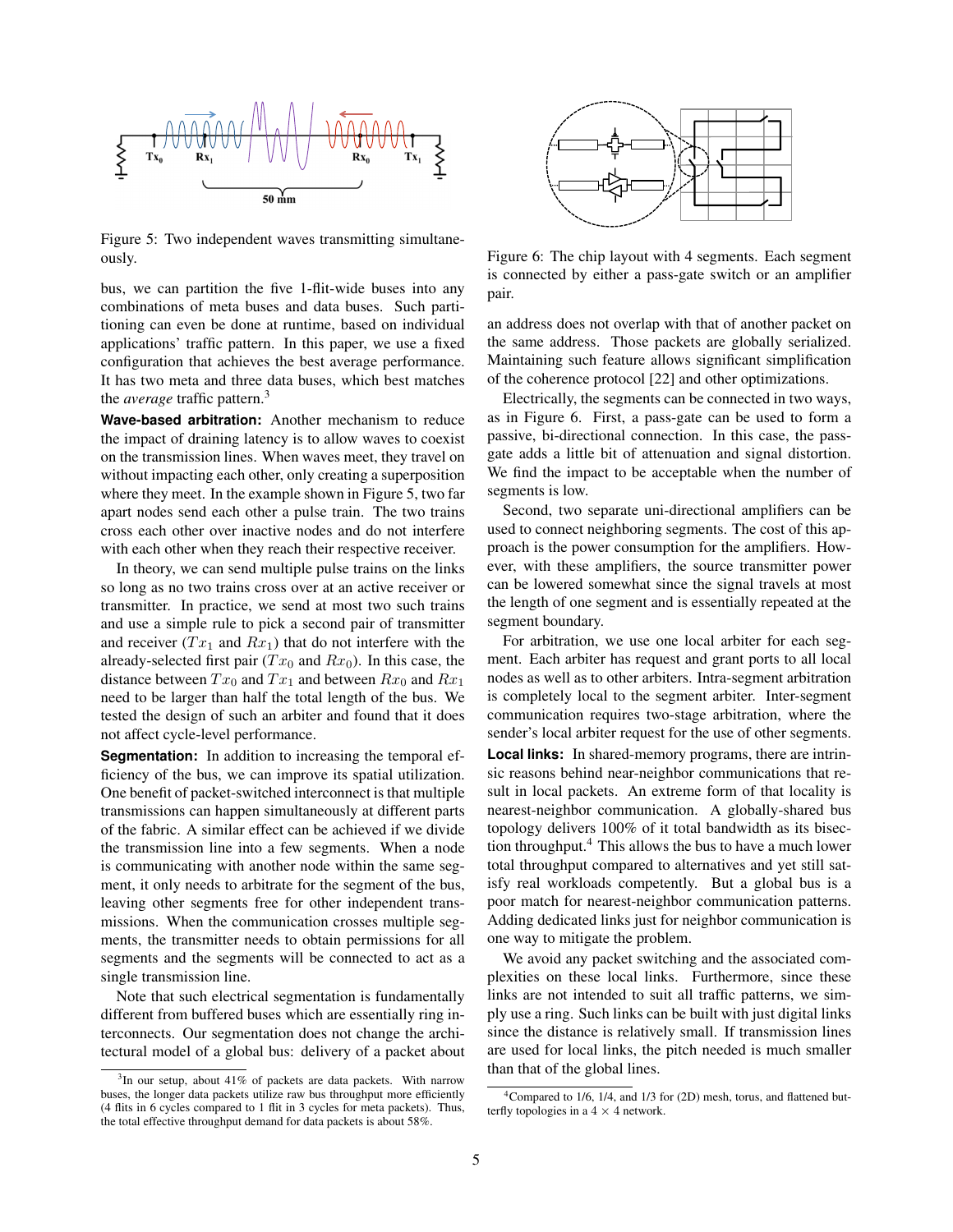$Tx_0$

$Rx_1$

$Rx_0$

$Tx_1$

50 mm

Figure 5: Two independent waves transmitting simultaneously.

bus, we can partition the five 1-flit-wide buses into any combinations of meta buses and data buses. Such partitioning can even be done at runtime, based on individual applications' traffic pattern. In this paper, we use a fixed configuration that achieves the best average performance. It has two meta and three data buses, which best matches the *average* traffic pattern.[3]

**Wave-based arbitration:** Another mechanism to reduce the impact of draining latency is to allow waves to coexist on the transmission lines. When waves meet, they travel on without impacting each other, only creating a superposition where they meet. In the example shown in Figure 5, two far apart nodes send each other a pulse train. The two trains cross each other over inactive nodes and do not interfere with each other when they reach their respective receiver.

In theory, we can send multiple pulse trains on the links so long as no two trains cross over at an active receiver or transmitter. In practice, we send at most two such trains and use a simple rule to pick a second pair of transmitter and receiver ($Tx_1$ and $Rx_1$) that do not interfere with the already-selected first pair ($Tx_0$ and $Rx_0$). In this case, the distance between $Tx_0$ and $Tx_1$ and between $Rx_0$ and $Rx_1$ need to be larger than half the total length of the bus. We tested the design of such an arbiter and found that it does not affect cycle-level performance.

**Segmentation:** In addition to increasing the temporal efficiency of the bus, we can improve its spatial utilization. One benefit of packet-switched interconnect is that multiple transmissions can happen simultaneously at different parts of the fabric. A similar effect can be achieved if we divide the transmission line into a few segments. When a node is communicating with another node within the same segment, it only needs to arbitrate for the segment of the bus, leaving other segments free for other independent transmissions. When the communication crosses multiple segments, the transmitter needs to obtain permissions for all segments and the segments will be connected to act as a single transmission line.

Note that such electrical segmentation is fundamentally different from buffered buses which are essentially ring interconnects. Our segmentation does not change the architectural model of a global bus: delivery of a packet about an address does not overlap with that of another packet on the same address. Those packets are globally serialized. Maintaining such feature allows significant simplification of the coherence protocol [22] and other optimizations.

[3] In our setup, about 41% of packets are data packets. With narrow buses, the longer data packets utilize raw bus throughput more efficiently (4 flits in 6 cycles compared to 1 flit in 3 cycles for meta packets). Thus, the total effective throughput demand for data packets is about 58%.

Figure 6: The chip layout with 4 segments. Each segment is connected by either a pass-gate switch or an amplifier pair.

Electrically, the segments can be connected in two ways, as in Figure 6. First, a pass-gate can be used to form a passive, bi-directional connection. In this case, the pass-gate adds a little bit of attenuation and signal distortion. We find the impact to be acceptable when the number of segments is low.

Second, two separate uni-directional amplifiers can be used to connect neighboring segments. The cost of this approach is the power consumption for the amplifiers. However, with these amplifiers, the source transmitter power can be lowered somewhat since the signal travels at most the length of one segment and is essentially repeated at the segment boundary.

For arbitration, we use one local arbiter for each segment. Each arbiter has request and grant ports to all local nodes as well as to other arbiters. Intra-segment arbitration is completely local to the segment arbiter. Inter-segment communication requires two-stage arbitration, where the sender's local arbiter request for the use of other segments.

**Local links:** In shared-memory programs, there are intrinsic reasons behind near-neighbor communications that result in local packets. An extreme form of that locality is nearest-neighbor communication. A globally-shared bus topology delivers 100% of it total bandwidth as its bisection throughput.[4] This allows the bus to have a much lower total throughput compared to alternatives and yet still satisfy real workloads competently. But a global bus is a poor match for nearest-neighbor communication patterns. Adding dedicated links just for neighbor communication is one way to mitigate the problem.

We avoid any packet switching and the associated complexities on these local links. Furthermore, since these links are not intended to suit all traffic patterns, we simply use a ring. Such links can be built with just digital links since the distance is relatively small. If transmission lines are used for local links, the pitch needed is much smaller than that of the global lines.

[4] Compared to 1/6, 1/4, and 1/3 for (2D) mesh, torus, and flattened butterfly topologies in a 4 × 4 network.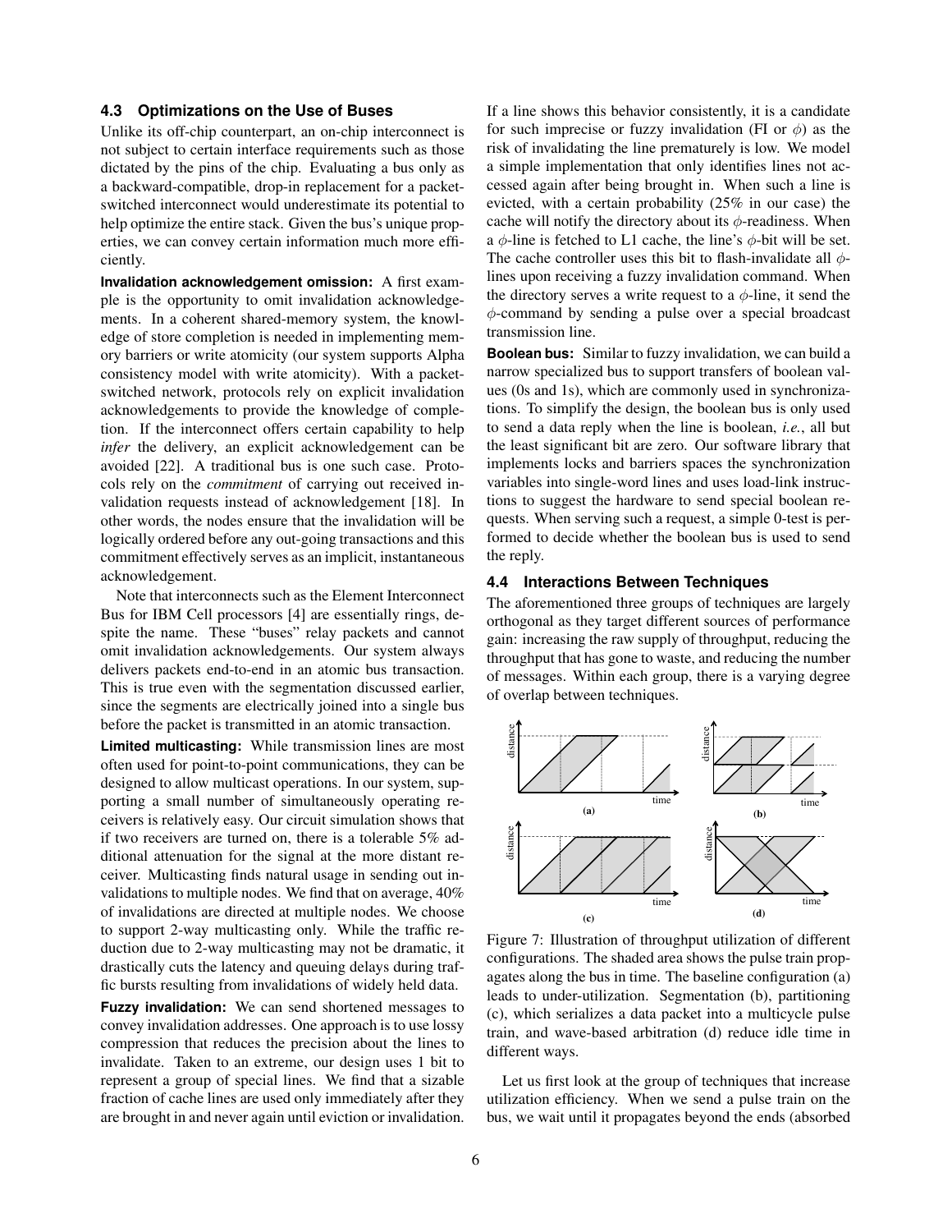### 4.3 Optimizations on the Use of Buses

Unlike its off-chip counterpart, an on-chip interconnect is not subject to certain interface requirements such as those dictated by the pins of the chip. Evaluating a bus only as a backward-compatible, drop-in replacement for a packet-switched interconnect would underestimate its potential to help optimize the entire stack. Given the bus's unique properties, we can convey certain information much more efficiently.

**Invalidation acknowledgement omission:** A first example is the opportunity to omit invalidation acknowledgements. In a coherent shared-memory system, the knowledge of store completion is needed in implementing memory barriers or write atomicity (our system supports Alpha consistency model with write atomicity). With a packet-switched network, protocols rely on explicit invalidation acknowledgements to provide the knowledge of completion. If the interconnect offers certain capability to help *infer* the delivery, an explicit acknowledgement can be avoided [22]. A traditional bus is one such case. Protocols rely on the *commitment* of carrying out received invalidation requests instead of acknowledgement [18]. In other words, the nodes ensure that the invalidation will be logically ordered before any out-going transactions and this commitment effectively serves as an implicit, instantaneous acknowledgement.

Note that interconnects such as the Element Interconnect Bus for IBM Cell processors [4] are essentially rings, despite the name. These "buses" relay packets and cannot omit invalidation acknowledgements. Our system always delivers packets end-to-end in an atomic bus transaction. This is true even with the segmentation discussed earlier, since the segments are electrically joined into a single bus before the packet is transmitted in an atomic transaction.

**Limited multicasting:** While transmission lines are most often used for point-to-point communications, they can be designed to allow multicast operations. In our system, supporting a small number of simultaneously operating receivers is relatively easy. Our circuit simulation shows that if two receivers are turned on, there is a tolerable 5% additional attenuation for the signal at the more distant receiver. Multicasting finds natural usage in sending out invalidations to multiple nodes. We find that on average, 40% of invalidations are directed at multiple nodes. We choose to support 2-way multicasting only. While the traffic reduction due to 2-way multicasting may not be dramatic, it drastically cuts the latency and queuing delays during traffic bursts resulting from invalidations of widely held data.

**Fuzzy invalidation:** We can send shortened messages to convey invalidation addresses. One approach is to use lossy compression that reduces the precision about the lines to invalidate. Taken to an extreme, our design uses 1 bit to represent a group of special lines. We find that a sizable fraction of cache lines are used only immediately after they are brought in and never again until eviction or invalidation. If a line shows this behavior consistently, it is a candidate for such imprecise or fuzzy invalidation (FI or $\phi$) as the risk of invalidating the line prematurely is low. We model a simple implementation that only identifies lines not accessed again after being brought in. When such a line is evicted, with a certain probability (25% in our case) the cache will notify the directory about its $\phi$-readiness. When a $\phi$-line is fetched to L1 cache, the line's $\phi$-bit will be set. The cache controller uses this bit to flash-invalidate all $\phi$-lines upon receiving a fuzzy invalidation command. When the directory serves a write request to a $\phi$-line, it send the $\phi$-command by sending a pulse over a special broadcast transmission line.

**Boolean bus:** Similar to fuzzy invalidation, we can build a narrow specialized bus to support transfers of boolean values (0s and 1s), which are commonly used in synchronizations. To simplify the design, the boolean bus is only used to send a data reply when the line is boolean, *i.e.*, all but the least significant bit are zero. Our software library that implements locks and barriers spaces the synchronization variables into single-word lines and uses load-link instructions to suggest the hardware to send special boolean requests. When serving such a request, a simple 0-test is performed to decide whether the boolean bus is used to send the reply.

### 4.4 Interactions Between Techniques

The aforementioned three groups of techniques are largely orthogonal as they target different sources of performance gain: increasing the raw supply of throughput, reducing the throughput that has gone to waste, and reducing the number of messages. Within each group, there is a varying degree of overlap between techniques.

Figure 7: Illustration of throughput utilization of different configurations. The shaded area shows the pulse train propagates along the bus in time. The baseline configuration (a) leads to under-utilization. Segmentation (b), partitioning (c), which serializes a data packet into a multicycle pulse train, and wave-based arbitration (d) reduce idle time in different ways.

Let us first look at the group of techniques that increase utilization efficiency. When we send a pulse train on the bus, we wait until it propagates beyond the ends (absorbed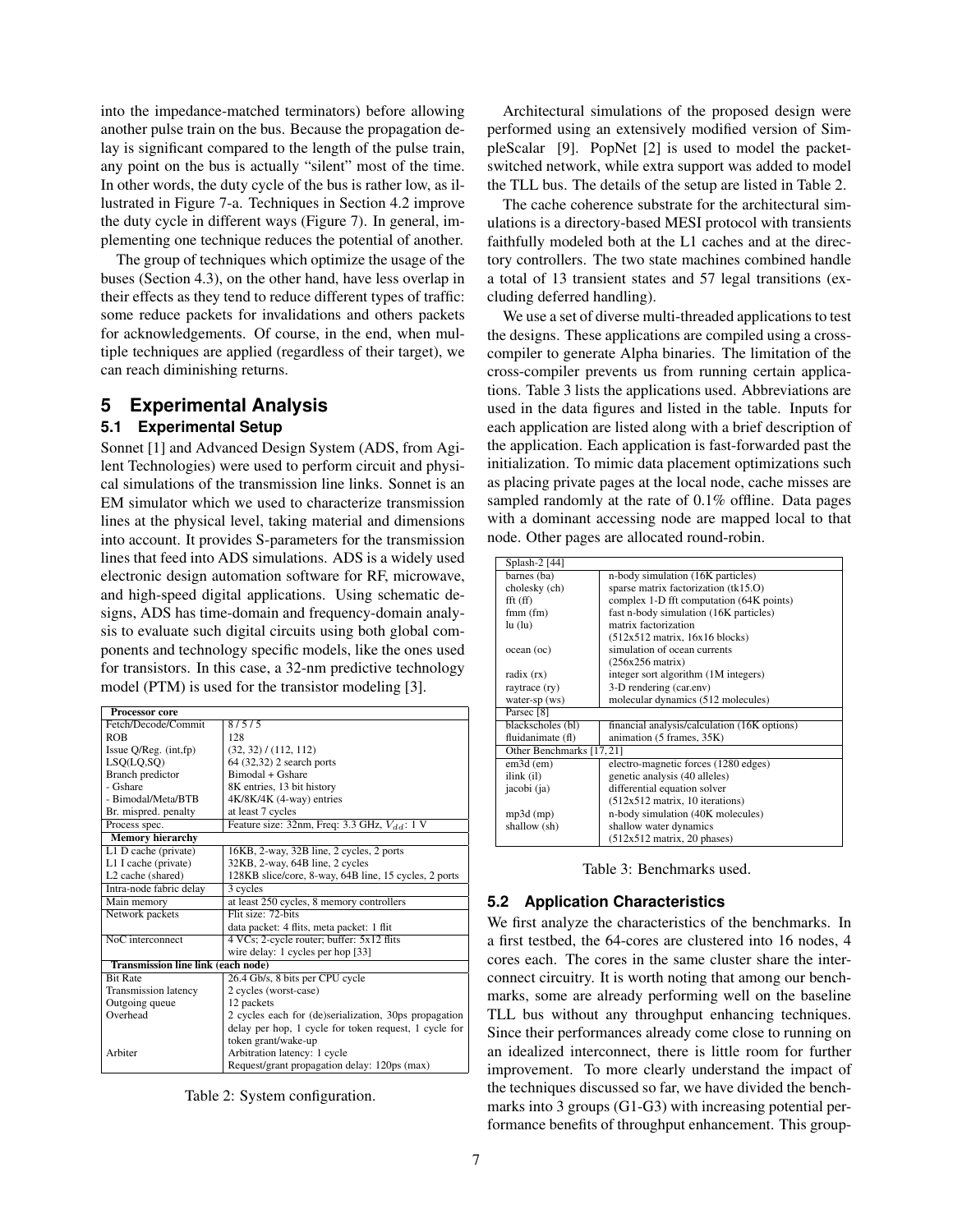into the impedance-matched terminators) before allowing another pulse train on the bus. Because the propagation delay is significant compared to the length of the pulse train, any point on the bus is actually "silent" most of the time. In other words, the duty cycle of the bus is rather low, as illustrated in Figure 7-a. Techniques in Section 4.2 improve the duty cycle in different ways (Figure 7). In general, implementing one technique reduces the potential of another.

The group of techniques which optimize the usage of the buses (Section 4.3), on the other hand, have less overlap in their effects as they tend to reduce different types of traffic: some reduce packets for invalidations and others packets for acknowledgements. Of course, in the end, when multiple techniques are applied (regardless of their target), we can reach diminishing returns.

# 5 Experimental Analysis

## 5.1 Experimental Setup

Sonnet [1] and Advanced Design System (ADS, from Agilent Technologies) were used to perform circuit and physical simulations of the transmission line links. Sonnet is an EM simulator which we used to characterize transmission lines at the physical level, taking material and dimensions into account. It provides S-parameters for the transmission lines that feed into ADS simulations. ADS is a widely used electronic design automation software for RF, microwave, and high-speed digital applications. Using schematic designs, ADS has time-domain and frequency-domain analysis to evaluate such digital circuits using both global components and technology specific models, like the ones used for transistors. In this case, a 32-nm predictive technology model (PTM) is used for the transistor modeling [3].

| **Processor core** | |
|---|---|
| Fetch/Decode/Commit | 8 / 5 / 5 |
| ROB | 128 |
| Issue Q/Reg. (int,fp) | (32, 32) / (112, 112) |
| LSQ(LQ,SQ) | 64 (32,32) 2 search ports |
| Branch predictor | Bimodal + Gshare |
| - Gshare | 8K entries, 13 bit history |
| - Bimodal/Meta/BTB | 4K/8K/4K (4-way) entries |
| Br. mispred. penalty | at least 7 cycles |
| Process spec. | Feature size: 32nm, Freq: 3.3 GHz, $V_{dd}$: 1 V |
| **Memory hierarchy** | |
| L1 D cache (private) | 16KB, 2-way, 32B line, 2 cycles, 2 ports |
| L1 I cache (private) | 32KB, 2-way, 64B line, 2 cycles |
| L2 cache (shared) | 128KB slice/core, 8-way, 64B line, 15 cycles, 2 ports |
| Intra-node fabric delay | 3 cycles |
| Main memory | at least 250 cycles, 8 memory controllers |
| Network packets | Flit size: 72-bits<br>data packet: 4 flits, meta packet: 1 flit |
| NoC interconnect | 4 VCs; 2-cycle router; buffer: 5x12 flits<br>wire delay: 1 cycles per hop [33] |
| **Transmission line link (each node)** | |
| Bit Rate | 26.4 Gb/s, 8 bits per CPU cycle |
| Transmission latency | 2 cycles (worst-case) |
| Outgoing queue | 12 packets |
| Overhead | 2 cycles each for (de)serialization, 30ps propagation delay per hop, 1 cycle for token request, 1 cycle for token grant/wake-up |
| Arbiter | Arbitration latency: 1 cycle<br>Request/grant propagation delay: 120ps (max) |

Table 2: System configuration.

Architectural simulations of the proposed design were performed using an extensively modified version of SimpleScalar [9]. PopNet [2] is used to model the packet-switched network, while extra support was added to model the TLL bus. The details of the setup are listed in Table 2.

The cache coherence substrate for the architectural simulations is a directory-based MESI protocol with transients faithfully modeled both at the L1 caches and at the directory controllers. The two state machines combined handle a total of 13 transient states and 57 legal transitions (excluding deferred handling).

We use a set of diverse multi-threaded applications to test the designs. These applications are compiled using a cross-compiler to generate Alpha binaries. The limitation of the cross-compiler prevents us from running certain applications. Table 3 lists the applications used. Abbreviations are used in the data figures and listed in the table. Inputs for each application are listed along with a brief description of the application. Each application is fast-forwarded past the initialization. To mimic data placement optimizations such as placing private pages at the local node, cache misses are sampled randomly at the rate of 0.1% offline. Data pages with a dominant accessing node are mapped local to that node. Other pages are allocated round-robin.

| Splash-2 [44] | |
|---|---|
| barnes (ba) | n-body simulation (16K particles) |
| cholesky (ch) | sparse matrix factorization (tk15.O) |
| fft (ff) | complex 1-D fft computation (64K points) |
| fmm (fm) | fast n-body simulation (16K particles) |
| lu (lu) | matrix factorization<br>(512x512 matrix, 16x16 blocks) |
| ocean (oc) | simulation of ocean currents<br>(256x256 matrix) |
| radix (rx) | integer sort algorithm (1M integers) |
| raytrace (ry) | 3-D rendering (car.env) |
| water-sp (ws) | molecular dynamics (512 molecules) |
| Parsec [8] | |
| blackscholes (bl) | financial analysis/calculation (16K options) |
| fluidanimate (fl) | animation (5 frames, 35K) |
| Other Benchmarks [17, 21] | |
| em3d (em) | electro-magnetic forces (1280 edges) |
| ilink (il) | genetic analysis (40 alleles) |
| jacobi (ja) | differential equation solver<br>(512x512 matrix, 10 iterations) |
| mp3d (mp) | n-body simulation (40K molecules) |
| shallow (sh) | shallow water dynamics<br>(512x512 matrix, 20 phases) |

Table 3: Benchmarks used.

## 5.2 Application Characteristics

We first analyze the characteristics of the benchmarks. In a first testbed, the 64-cores are clustered into 16 nodes, 4 cores each. The cores in the same cluster share the interconnect circuitry. It is worth noting that among our benchmarks, some are already performing well on the baseline TLL bus without any throughput enhancing techniques. Since their performances already come close to running on an idealized interconnect, there is little room for further improvement. To more clearly understand the impact of the techniques discussed so far, we have divided the benchmarks into 3 groups (G1-G3) with increasing potential performance benefits of throughput enhancement. This group-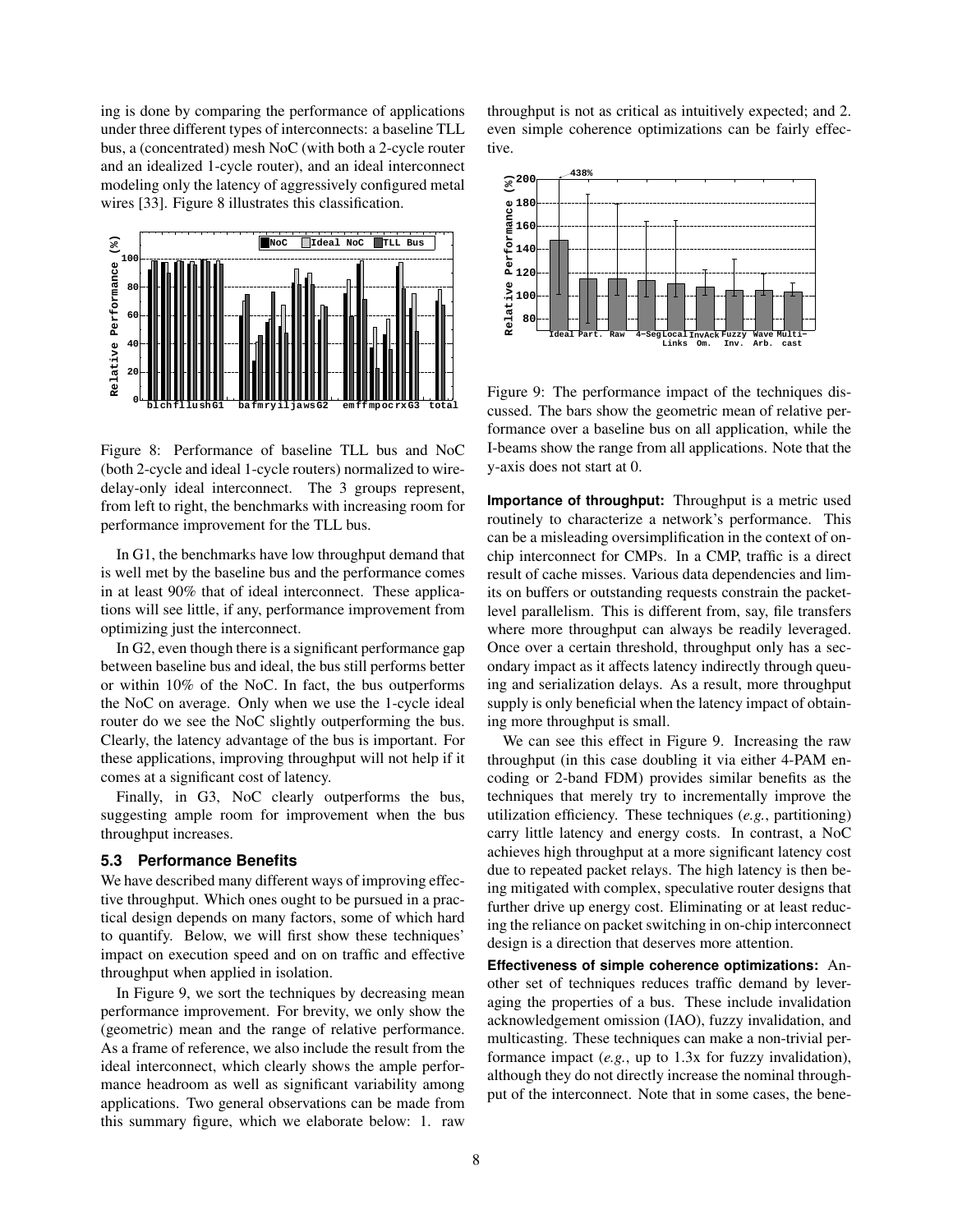ing is done by comparing the performance of applications under three different types of interconnects: a baseline TLL bus, a (concentrated) mesh NoC (with both a 2-cycle router and an idealized 1-cycle router), and an ideal interconnect modeling only the latency of aggressively configured metal wires [33]. Figure 8 illustrates this classification.

Figure 8: Performance of baseline TLL bus and NoC (both 2-cycle and ideal 1-cycle routers) normalized to wire-delay-only ideal interconnect. The 3 groups represent, from left to right, the benchmarks with increasing room for performance improvement for the TLL bus.

In G1, the benchmarks have low throughput demand that is well met by the baseline bus and the performance comes in at least 90% that of ideal interconnect. These applications will see little, if any, performance improvement from optimizing just the interconnect.

In G2, even though there is a significant performance gap between baseline bus and ideal, the bus still performs better or within 10% of the NoC. In fact, the bus outperforms the NoC on average. Only when we use the 1-cycle ideal router do we see the NoC slightly outperforming the bus. Clearly, the latency advantage of the bus is important. For these applications, improving throughput will not help if it comes at a significant cost of latency.

Finally, in G3, NoC clearly outperforms the bus, suggesting ample room for improvement when the bus throughput increases.

### 5.3 Performance Benefits

We have described many different ways of improving effective throughput. Which ones ought to be pursued in a practical design depends on many factors, some of which hard to quantify. Below, we will first show these techniques' impact on execution speed and on on traffic and effective throughput when applied in isolation.

In Figure 9, we sort the techniques by decreasing mean performance improvement. For brevity, we only show the (geometric) mean and the range of relative performance. As a frame of reference, we also include the result from the ideal interconnect, which clearly shows the ample performance headroom as well as significant variability among applications. Two general observations can be made from this summary figure, which we elaborate below: 1. raw throughput is not as critical as intuitively expected; and 2. even simple coherence optimizations can be fairly effective.

Figure 9: The performance impact of the techniques discussed. The bars show the geometric mean of relative performance over a baseline bus on all application, while the I-beams show the range from all applications. Note that the y-axis does not start at 0.

**Importance of throughput:** Throughput is a metric used routinely to characterize a network's performance. This can be a misleading oversimplification in the context of on-chip interconnect for CMPs. In a CMP, traffic is a direct result of cache misses. Various data dependencies and limits on buffers or outstanding requests constrain the packet-level parallelism. This is different from, say, file transfers where more throughput can always be readily leveraged. Once over a certain threshold, throughput only has a secondary impact as it affects latency indirectly through queuing and serialization delays. As a result, more throughput supply is only beneficial when the latency impact of obtaining more throughput is small.

We can see this effect in Figure 9. Increasing the raw throughput (in this case doubling it via either 4-PAM encoding or 2-band FDM) provides similar benefits as the techniques that merely try to incrementally improve the utilization efficiency. These techniques (*e.g.*, partitioning) carry little latency and energy costs. In contrast, a NoC achieves high throughput at a more significant latency cost due to repeated packet relays. The high latency is then being mitigated with complex, speculative router designs that further drive up energy cost. Eliminating or at least reducing the reliance on packet switching in on-chip interconnect design is a direction that deserves more attention.

**Effectiveness of simple coherence optimizations:** Another set of techniques reduces traffic demand by leveraging the properties of a bus. These include invalidation acknowledgement omission (IAO), fuzzy invalidation, and multicasting. These techniques can make a non-trivial performance impact (*e.g.*, up to 1.3x for fuzzy invalidation), although they do not directly increase the nominal throughput of the interconnect. Note that in some cases, the bene-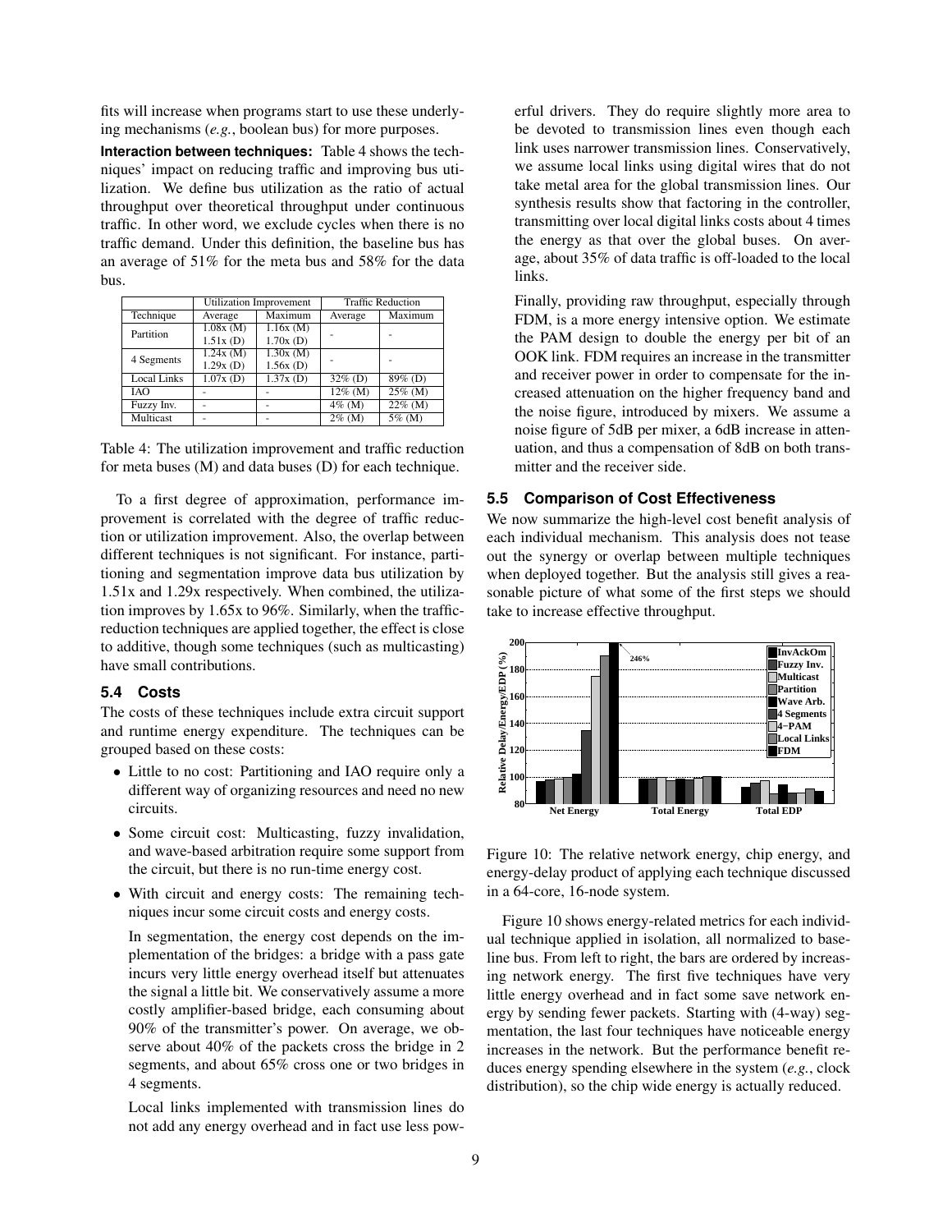fits will increase when programs start to use these underlying mechanisms (*e.g.*, boolean bus) for more purposes.

**Interaction between techniques:** Table 4 shows the techniques' impact on reducing traffic and improving bus utilization. We define bus utilization as the ratio of actual throughput over theoretical throughput under continuous traffic. In other word, we exclude cycles when there is no traffic demand. Under this definition, the baseline bus has an average of 51% for the meta bus and 58% for the data bus.

| | Utilization Improvement | | Traffic Reduction | |
|---|---|---|---|---|
| Technique | Average | Maximum | Average | Maximum |
| Partition | 1.08x (M)<br>1.51x (D) | 1.16x (M)<br>1.70x (D) | - | - |
| 4 Segments | 1.24x (M)<br>1.29x (D) | 1.30x (M)<br>1.56x (D) | - | - |
| Local Links | 1.07x (D) | 1.37x (D) | 32% (D) | 89% (D) |
| IAO | - | - | 12% (M) | 25% (M) |
| Fuzzy Inv. | - | - | 4% (M) | 22% (M) |
| Multicast | - | - | 2% (M) | 5% (M) |

Table 4: The utilization improvement and traffic reduction for meta buses (M) and data buses (D) for each technique.

To a first degree of approximation, performance improvement is correlated with the degree of traffic reduction or utilization improvement. Also, the overlap between different techniques is not significant. For instance, partitioning and segmentation improve data bus utilization by 1.51x and 1.29x respectively. When combined, the utilization improves by 1.65x to 96%. Similarly, when the traffic-reduction techniques are applied together, the effect is close to additive, though some techniques (such as multicasting) have small contributions.

## 5.4 Costs

The costs of these techniques include extra circuit support and runtime energy expenditure. The techniques can be grouped based on these costs:

- Little to no cost: Partitioning and IAO require only a different way of organizing resources and need no new circuits.
- Some circuit cost: Multicasting, fuzzy invalidation, and wave-based arbitration require some support from the circuit, but there is no run-time energy cost.
- With circuit and energy costs: The remaining techniques incur some circuit costs and energy costs.

  In segmentation, the energy cost depends on the implementation of the bridges: a bridge with a pass gate incurs very little energy overhead itself but attenuates the signal a little bit. We conservatively assume a more costly amplifier-based bridge, each consuming about 90% of the transmitter's power. On average, we observe about 40% of the packets cross the bridge in 2 segments, and about 65% cross one or two bridges in 4 segments.

  Local links implemented with transmission lines do not add any energy overhead and in fact use less powerful drivers. They do require slightly more area to be devoted to transmission lines even though each link uses narrower transmission lines. Conservatively, we assume local links using digital wires that do not take metal area for the global transmission lines. Our synthesis results show that factoring in the controller, transmitting over local digital links costs about 4 times the energy as that over the global buses. On average, about 35% of data traffic is off-loaded to the local links.

  Finally, providing raw throughput, especially through FDM, is a more energy intensive option. We estimate the PAM design to double the energy per bit of an OOK link. FDM requires an increase in the transmitter and receiver power in order to compensate for the increased attenuation on the higher frequency band and the noise figure, introduced by mixers. We assume a noise figure of 5dB per mixer, a 6dB increase in attenuation, and thus a compensation of 8dB on both transmitter and the receiver side.

## 5.5 Comparison of Cost Effectiveness

We now summarize the high-level cost benefit analysis of each individual mechanism. This analysis does not tease out the synergy or overlap between multiple techniques when deployed together. But the analysis still gives a reasonable picture of what some of the first steps we should take to increase effective throughput.

Figure 10: The relative network energy, chip energy, and energy-delay product of applying each technique discussed in a 64-core, 16-node system.

Figure 10 shows energy-related metrics for each individual technique applied in isolation, all normalized to baseline bus. From left to right, the bars are ordered by increasing network energy. The first five techniques have very little energy overhead and in fact some save network energy by sending fewer packets. Starting with (4-way) segmentation, the last four techniques have noticeable energy increases in the network. But the performance benefit reduces energy spending elsewhere in the system (*e.g.*, clock distribution), so the chip wide energy is actually reduced.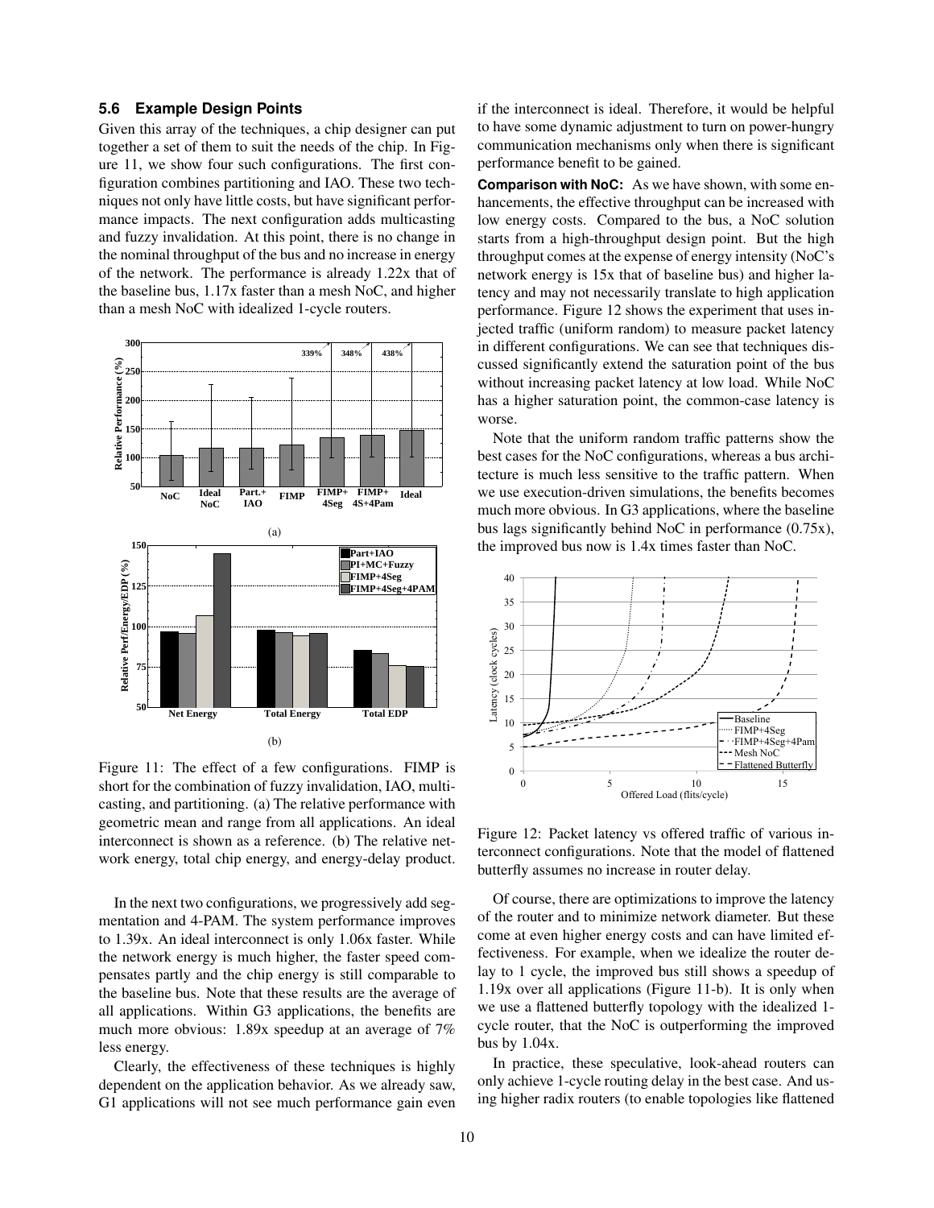### 5.6 Example Design Points

Given this array of the techniques, a chip designer can put together a set of them to suit the needs of the chip. In Figure 11, we show four such configurations. The first configuration combines partitioning and IAO. These two techniques not only have little costs, but have significant performance impacts. The next configuration adds multicasting and fuzzy invalidation. At this point, there is no change in the nominal throughput of the bus and no increase in energy of the network. The performance is already 1.22x that of the baseline bus, 1.17x faster than a mesh NoC, and higher than a mesh NoC with idealized 1-cycle routers.

Figure 11: The effect of a few configurations. FIMP is short for the combination of fuzzy invalidation, IAO, multicasting, and partitioning. (a) The relative performance with geometric mean and range from all applications. An ideal interconnect is shown as a reference. (b) The relative network energy, total chip energy, and energy-delay product.

In the next two configurations, we progressively add segmentation and 4-PAM. The system performance improves to 1.39x. An ideal interconnect is only 1.06x faster. While the network energy is much higher, the faster speed compensates partly and the chip energy is still comparable to the baseline bus. Note that these results are the average of all applications. Within G3 applications, the benefits are much more obvious: 1.89x speedup at an average of 7% less energy.

Clearly, the effectiveness of these techniques is highly dependent on the application behavior. As we already saw, G1 applications will not see much performance gain even if the interconnect is ideal. Therefore, it would be helpful to have some dynamic adjustment to turn on power-hungry communication mechanisms only when there is significant performance benefit to be gained.

**Comparison with NoC:** As we have shown, with some enhancements, the effective throughput can be increased with low energy costs. Compared to the bus, a NoC solution starts from a high-throughput design point. But the high throughput comes at the expense of energy intensity (NoC's network energy is 15x that of baseline bus) and higher latency and may not necessarily translate to high application performance. Figure 12 shows the experiment that uses injected traffic (uniform random) to measure packet latency in different configurations. We can see that techniques discussed significantly extend the saturation point of the bus without increasing packet latency at low load. While NoC has a higher saturation point, the common-case latency is worse.

Note that the uniform random traffic patterns show the best cases for the NoC configurations, whereas a bus architecture is much less sensitive to the traffic pattern. When we use execution-driven simulations, the benefits becomes much more obvious. In G3 applications, where the baseline bus lags significantly behind NoC in performance (0.75x), the improved bus now is 1.4x times faster than NoC.

Figure 12: Packet latency vs offered traffic of various interconnect configurations. Note that the model of flattened butterfly assumes no increase in router delay.

Of course, there are optimizations to improve the latency of the router and to minimize network diameter. But these come at even higher energy costs and can have limited effectiveness. For example, when we idealize the router delay to 1 cycle, the improved bus still shows a speedup of 1.19x over all applications (Figure 11-b). It is only when we use a flattened butterfly topology with the idealized 1-cycle router, that the NoC is outperforming the improved bus by 1.04x.

In practice, these speculative, look-ahead routers can only achieve 1-cycle routing delay in the best case. And using higher radix routers (to enable topologies like flattened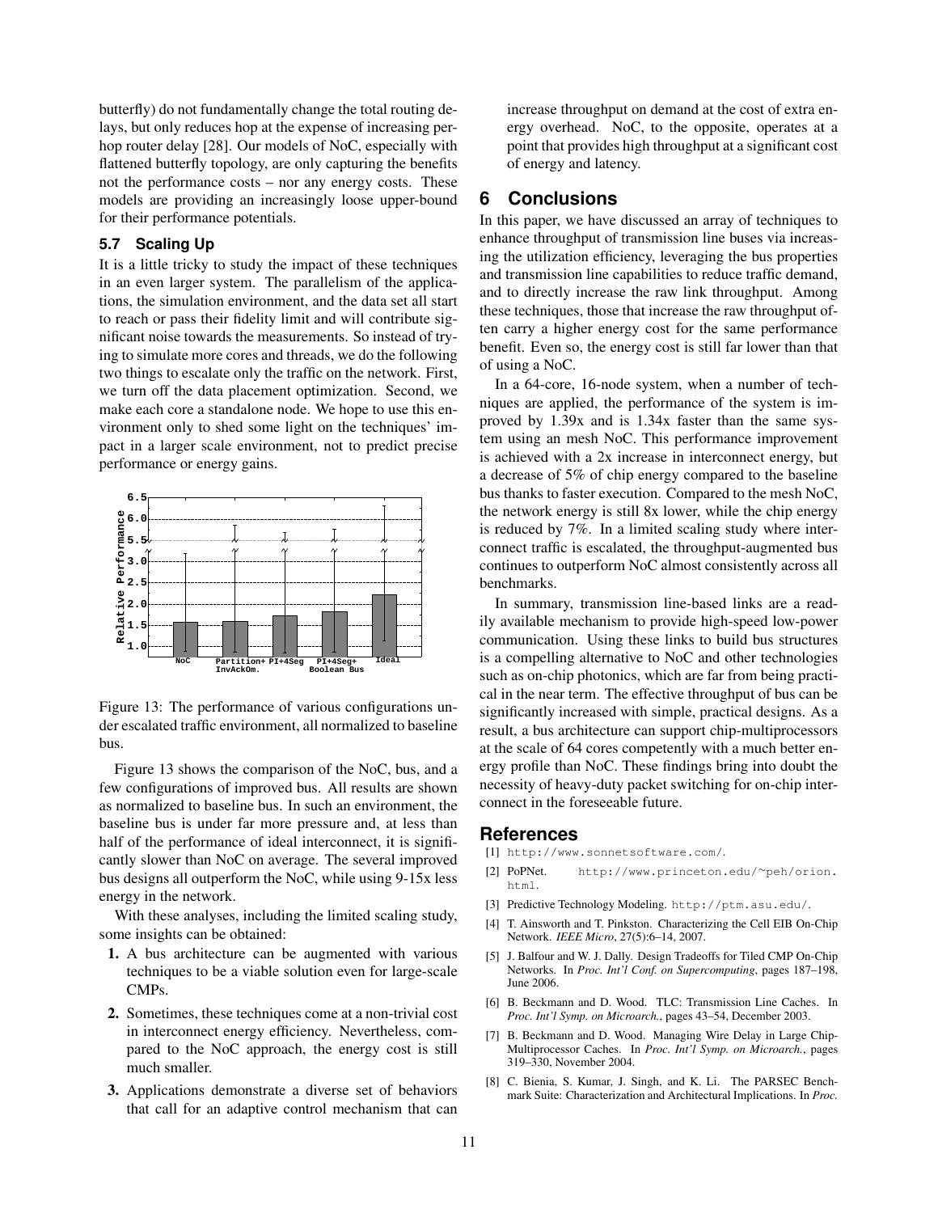butterfly) do not fundamentally change the total routing delays, but only reduces hop at the expense of increasing per-hop router delay [28]. Our models of NoC, especially with flattened butterfly topology, are only capturing the benefits not the performance costs – nor any energy costs. These models are providing an increasingly loose upper-bound for their performance potentials.

### 5.7 Scaling Up

It is a little tricky to study the impact of these techniques in an even larger system. The parallelism of the applications, the simulation environment, and the data set all start to reach or pass their fidelity limit and will contribute significant noise towards the measurements. So instead of trying to simulate more cores and threads, we do the following two things to escalate only the traffic on the network. First, we turn off the data placement optimization. Second, we make each core a standalone node. We hope to use this environment only to shed some light on the techniques' impact in a larger scale environment, not to predict precise performance or energy gains.

Figure 13: The performance of various configurations under escalated traffic environment, all normalized to baseline bus.

Figure 13 shows the comparison of the NoC, bus, and a few configurations of improved bus. All results are shown as normalized to baseline bus. In such an environment, the baseline bus is under far more pressure and, at less than half of the performance of ideal interconnect, it is significantly slower than NoC on average. The several improved bus designs all outperform the NoC, while using 9-15x less energy in the network.

With these analyses, including the limited scaling study, some insights can be obtained:

1. A bus architecture can be augmented with various techniques to be a viable solution even for large-scale CMPs.
2. Sometimes, these techniques come at a non-trivial cost in interconnect energy efficiency. Nevertheless, compared to the NoC approach, the energy cost is still much smaller.
3. Applications demonstrate a diverse set of behaviors that call for an adaptive control mechanism that can increase throughput on demand at the cost of extra energy overhead. NoC, to the opposite, operates at a point that provides high throughput at a significant cost of energy and latency.

## 6 Conclusions

In this paper, we have discussed an array of techniques to enhance throughput of transmission line buses via increasing the utilization efficiency, leveraging the bus properties and transmission line capabilities to reduce traffic demand, and to directly increase the raw link throughput. Among these techniques, those that increase the raw throughput often carry a higher energy cost for the same performance benefit. Even so, the energy cost is still far lower than that of using a NoC.

In a 64-core, 16-node system, when a number of techniques are applied, the performance of the system is improved by 1.39x and is 1.34x faster than the same system using an mesh NoC. This performance improvement is achieved with a 2x increase in interconnect energy, but a decrease of 5% of chip energy compared to the baseline bus thanks to faster execution. Compared to the mesh NoC, the network energy is still 8x lower, while the chip energy is reduced by 7%. In a limited scaling study where interconnect traffic is escalated, the throughput-augmented bus continues to outperform NoC almost consistently across all benchmarks.

In summary, transmission line-based links are a readily available mechanism to provide high-speed low-power communication. Using these links to build bus structures is a compelling alternative to NoC and other technologies such as on-chip photonics, which are far from being practical in the near term. The effective throughput of bus can be significantly increased with simple, practical designs. As a result, a bus architecture can support chip-multiprocessors at the scale of 64 cores competently with a much better energy profile than NoC. These findings bring into doubt the necessity of heavy-duty packet switching for on-chip interconnect in the foreseeable future.

## References

[1] http://www.sonnetsoftware.com/.

[2] PoPNet. http://www.princeton.edu/~peh/orion.html.

[3] Predictive Technology Modeling. http://ptm.asu.edu/.

[4] T. Ainsworth and T. Pinkston. Characterizing the Cell EIB On-Chip Network. *IEEE Micro*, 27(5):6–14, 2007.

[5] J. Balfour and W. J. Dally. Design Tradeoffs for Tiled CMP On-Chip Networks. In *Proc. Int'l Conf. on Supercomputing*, pages 187–198, June 2006.

[6] B. Beckmann and D. Wood. TLC: Transmission Line Caches. In *Proc. Int'l Symp. on Microarch.*, pages 43–54, December 2003.

[7] B. Beckmann and D. Wood. Managing Wire Delay in Large Chip-Multiprocessor Caches. In *Proc. Int'l Symp. on Microarch.*, pages 319–330, November 2004.

[8] C. Bienia, S. Kumar, J. Singh, and K. Li. The PARSEC Benchmark Suite: Characterization and Architectural Implications. In *Proc.*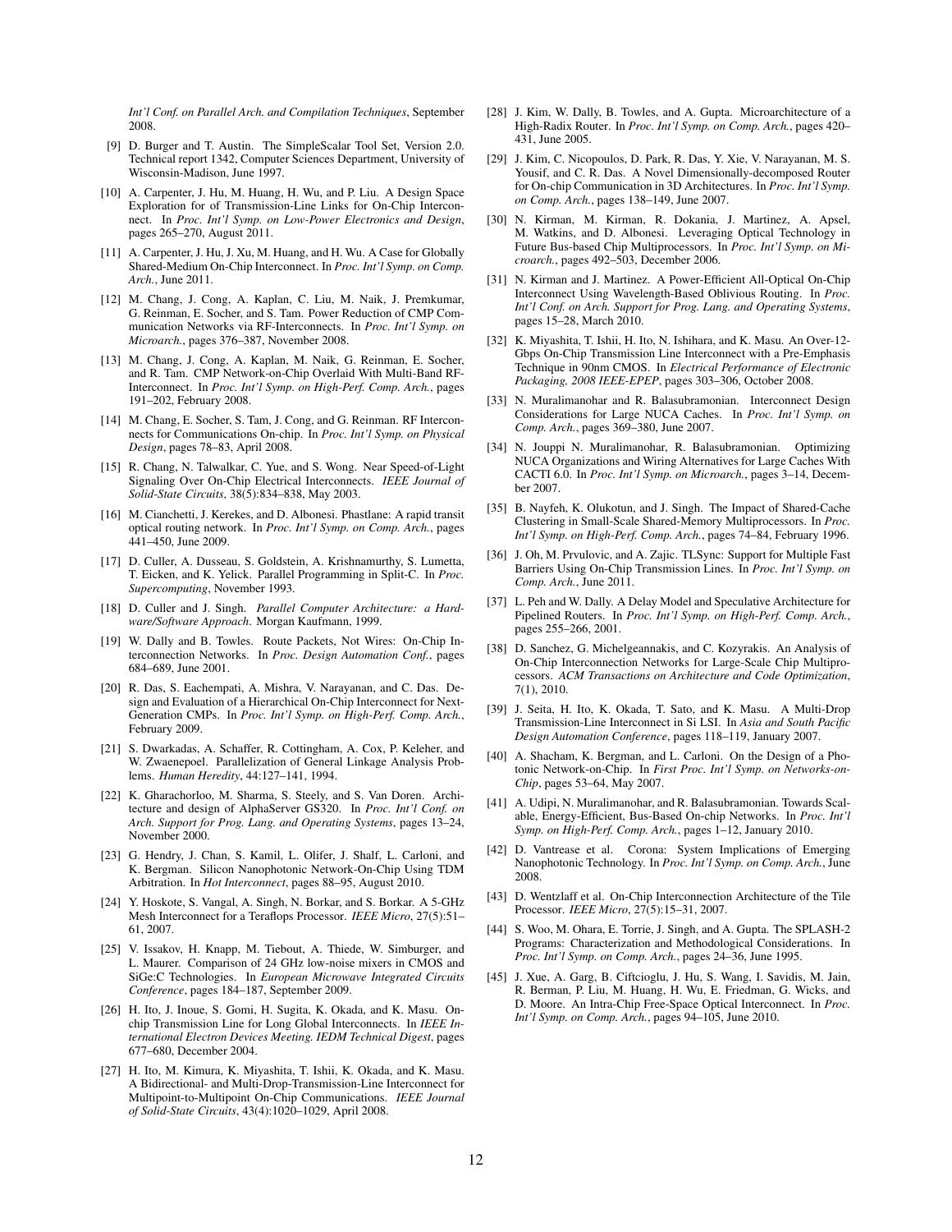*Int'l Conf. on Parallel Arch. and Compilation Techniques*, September 2008.

[9] D. Burger and T. Austin. The SimpleScalar Tool Set, Version 2.0. Technical report 1342, Computer Sciences Department, University of Wisconsin-Madison, June 1997.

[10] A. Carpenter, J. Hu, M. Huang, H. Wu, and P. Liu. A Design Space Exploration for of Transmission-Line Links for On-Chip Interconnect. In *Proc. Int'l Symp. on Low-Power Electronics and Design*, pages 265–270, August 2011.

[11] A. Carpenter, J. Hu, J. Xu, M. Huang, and H. Wu. A Case for Globally Shared-Medium On-Chip Interconnect. In *Proc. Int'l Symp. on Comp. Arch.*, June 2011.

[12] M. Chang, J. Cong, A. Kaplan, C. Liu, M. Naik, J. Premkumar, G. Reinman, E. Socher, and S. Tam. Power Reduction of CMP Communication Networks via RF-Interconnects. In *Proc. Int'l Symp. on Microarch.*, pages 376–387, November 2008.

[13] M. Chang, J. Cong, A. Kaplan, M. Naik, G. Reinman, E. Socher, and R. Tam. CMP Network-on-Chip Overlaid With Multi-Band RF-Interconnect. In *Proc. Int'l Symp. on High-Perf. Comp. Arch.*, pages 191–202, February 2008.

[14] M. Chang, E. Socher, S. Tam, J. Cong, and G. Reinman. RF Interconnects for Communications On-chip. In *Proc. Int'l Symp. on Physical Design*, pages 78–83, April 2008.

[15] R. Chang, N. Talwalkar, C. Yue, and S. Wong. Near Speed-of-Light Signaling Over On-Chip Electrical Interconnects. *IEEE Journal of Solid-State Circuits*, 38(5):834–838, May 2003.

[16] M. Cianchetti, J. Kerekes, and D. Albonesi. Phastlane: A rapid transit optical routing network. In *Proc. Int'l Symp. on Comp. Arch.*, pages 441–450, June 2009.

[17] D. Culler, A. Dusseau, S. Goldstein, A. Krishnamurthy, S. Lumetta, T. Eicken, and K. Yelick. Parallel Programming in Split-C. In *Proc. Supercomputing*, November 1993.

[18] D. Culler and J. Singh. *Parallel Computer Architecture: a Hardware/Software Approach*. Morgan Kaufmann, 1999.

[19] W. Dally and B. Towles. Route Packets, Not Wires: On-Chip Interconnection Networks. In *Proc. Design Automation Conf.*, pages 684–689, June 2001.

[20] R. Das, S. Eachempati, A. Mishra, V. Narayanan, and C. Das. Design and Evaluation of a Hierarchical On-Chip Interconnect for Next-Generation CMPs. In *Proc. Int'l Symp. on High-Perf. Comp. Arch.*, February 2009.

[21] S. Dwarkadas, A. Schaffer, R. Cottingham, A. Cox, P. Keleher, and W. Zwaenepoel. Parallelization of General Linkage Analysis Problems. *Human Heredity*, 44:127–141, 1994.

[22] K. Gharachorloo, M. Sharma, S. Steely, and S. Van Doren. Architecture and design of AlphaServer GS320. In *Proc. Int'l Conf. on Arch. Support for Prog. Lang. and Operating Systems*, pages 13–24, November 2000.

[23] G. Hendry, J. Chan, S. Kamil, L. Olifer, J. Shalf, L. Carloni, and K. Bergman. Silicon Nanophotonic Network-On-Chip Using TDM Arbitration. In *Hot Interconnect*, pages 88–95, August 2010.

[24] Y. Hoskote, S. Vangal, A. Singh, N. Borkar, and S. Borkar. A 5-GHz Mesh Interconnect for a Teraflops Processor. *IEEE Micro*, 27(5):51–61, 2007.

[25] V. Issakov, H. Knapp, M. Tiebout, A. Thiede, W. Simburger, and L. Maurer. Comparison of 24 GHz low-noise mixers in CMOS and SiGe:C Technologies. In *European Microwave Integrated Circuits Conference*, pages 184–187, September 2009.

[26] H. Ito, J. Inoue, S. Gomi, H. Sugita, K. Okada, and K. Masu. On-chip Transmission Line for Long Global Interconnects. In *IEEE International Electron Devices Meeting. IEDM Technical Digest*, pages 677–680, December 2004.

[27] H. Ito, M. Kimura, K. Miyashita, T. Ishii, K. Okada, and K. Masu. A Bidirectional- and Multi-Drop-Transmission-Line Interconnect for Multipoint-to-Multipoint On-Chip Communications. *IEEE Journal of Solid-State Circuits*, 43(4):1020–1029, April 2008.

[28] J. Kim, W. Dally, B. Towles, and A. Gupta. Microarchitecture of a High-Radix Router. In *Proc. Int'l Symp. on Comp. Arch.*, pages 420–431, June 2005.

[29] J. Kim, C. Nicopoulos, D. Park, R. Das, Y. Xie, V. Narayanan, M. S. Yousif, and C. R. Das. A Novel Dimensionally-decomposed Router for On-chip Communication in 3D Architectures. In *Proc. Int'l Symp. on Comp. Arch.*, pages 138–149, June 2007.

[30] N. Kirman, M. Kirman, R. Dokania, J. Martinez, A. Apsel, M. Watkins, and D. Albonesi. Leveraging Optical Technology in Future Bus-based Chip Multiprocessors. In *Proc. Int'l Symp. on Microarch.*, pages 492–503, December 2006.

[31] N. Kirman and J. Martinez. A Power-Efficient All-Optical On-Chip Interconnect Using Wavelength-Based Oblivious Routing. In *Proc. Int'l Conf. on Arch. Support for Prog. Lang. and Operating Systems*, pages 15–28, March 2010.

[32] K. Miyashita, T. Ishii, H. Ito, N. Ishihara, and K. Masu. An Over-12-Gbps On-Chip Transmission Line Interconnect with a Pre-Emphasis Technique in 90nm CMOS. In *Electrical Performance of Electronic Packaging, 2008 IEEE-EPEP*, pages 303–306, October 2008.

[33] N. Muralimanohar and R. Balasubramonian. Interconnect Design Considerations for Large NUCA Caches. In *Proc. Int'l Symp. on Comp. Arch.*, pages 369–380, June 2007.

[34] N. Jouppi N. Muralimanohar, R. Balasubramonian. Optimizing NUCA Organizations and Wiring Alternatives for Large Caches With CACTI 6.0. In *Proc. Int'l Symp. on Microarch.*, pages 3–14, December 2007.

[35] B. Nayfeh, K. Olukotun, and J. Singh. The Impact of Shared-Cache Clustering in Small-Scale Shared-Memory Multiprocessors. In *Proc. Int'l Symp. on High-Perf. Comp. Arch.*, pages 74–84, February 1996.

[36] J. Oh, M. Prvulovic, and A. Zajic. TLSync: Support for Multiple Fast Barriers Using On-Chip Transmission Lines. In *Proc. Int'l Symp. on Comp. Arch.*, June 2011.

[37] L. Peh and W. Dally. A Delay Model and Speculative Architecture for Pipelined Routers. In *Proc. Int'l Symp. on High-Perf. Comp. Arch.*, pages 255–266, 2001.

[38] D. Sanchez, G. Michelgeannakis, and C. Kozyrakis. An Analysis of On-Chip Interconnection Networks for Large-Scale Chip Multiprocessors. *ACM Transactions on Architecture and Code Optimization*, 7(1), 2010.

[39] J. Seita, H. Ito, K. Okada, T. Sato, and K. Masu. A Multi-Drop Transmission-Line Interconnect in Si LSI. In *Asia and South Pacific Design Automation Conference*, pages 118–119, January 2007.

[40] A. Shacham, K. Bergman, and L. Carloni. On the Design of a Photonic Network-on-Chip. In *First Proc. Int'l Symp. on Networks-on-Chip*, pages 53–64, May 2007.

[41] A. Udipi, N. Muralimanohar, and R. Balasubramonian. Towards Scalable, Energy-Efficient, Bus-Based On-chip Networks. In *Proc. Int'l Symp. on High-Perf. Comp. Arch.*, pages 1–12, January 2010.

[42] D. Vantrease et al. Corona: System Implications of Emerging Nanophotonic Technology. In *Proc. Int'l Symp. on Comp. Arch.*, June 2008.

[43] D. Wentzlaff et al. On-Chip Interconnection Architecture of the Tile Processor. *IEEE Micro*, 27(5):15–31, 2007.

[44] S. Woo, M. Ohara, E. Torrie, J. Singh, and A. Gupta. The SPLASH-2 Programs: Characterization and Methodological Considerations. In *Proc. Int'l Symp. on Comp. Arch.*, pages 24–36, June 1995.

[45] J. Xue, A. Garg, B. Ciftcioglu, J. Hu, S. Wang, I. Savidis, M. Jain, R. Berman, P. Liu, M. Huang, H. Wu, E. Friedman, G. Wicks, and D. Moore. An Intra-Chip Free-Space Optical Interconnect. In *Proc. Int'l Symp. on Comp. Arch.*, pages 94–105, June 2010.